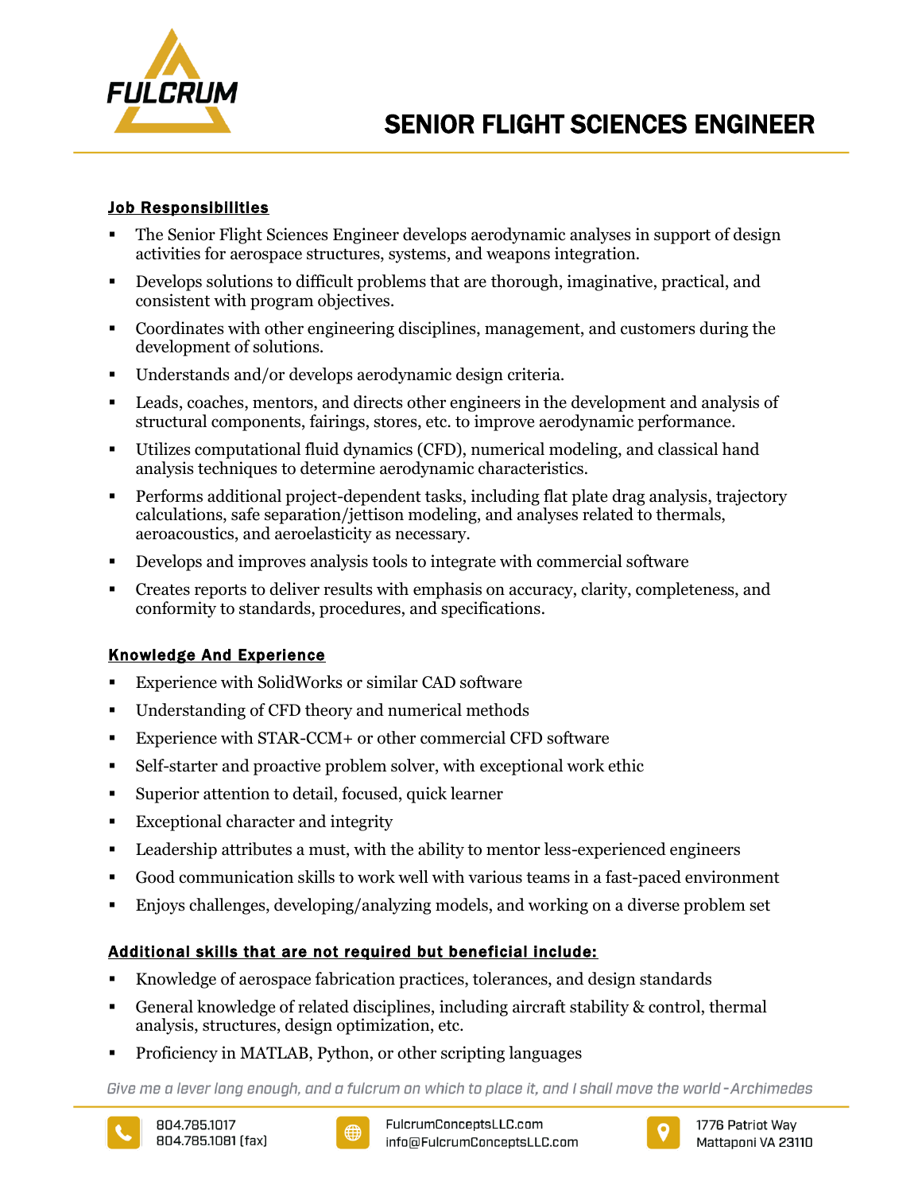FULCRUM

# SENIOR FLIGHT SCIENCES ENGINEER

## Job Responsibilities

- The Senior Flight Sciences Engineer develops aerodynamic analyses in support of design activities for aerospace structures, systems, and weapons integration.
- Develops solutions to difficult problems that are thorough, imaginative, practical, and consistent with program objectives.
- Coordinates with other engineering disciplines, management, and customers during the development of solutions.
- Understands and/or develops aerodynamic design criteria.
- Leads, coaches, mentors, and directs other engineers in the development and analysis of structural components, fairings, stores, etc. to improve aerodynamic performance.
- Utilizes computational fluid dynamics (CFD), numerical modeling, and classical hand analysis techniques to determine aerodynamic characteristics.
- Performs additional project-dependent tasks, including flat plate drag analysis, trajectory calculations, safe separation/jettison modeling, and analyses related to thermals, aeroacoustics, and aeroelasticity as necessary.
- Develops and improves analysis tools to integrate with commercial software
- Creates reports to deliver results with emphasis on accuracy, clarity, completeness, and conformity to standards, procedures, and specifications.

## Knowledge And Experience

- Experience with SolidWorks or similar CAD software
- Understanding of CFD theory and numerical methods
- Experience with STAR-CCM+ or other commercial CFD software
- Self-starter and proactive problem solver, with exceptional work ethic
- Superior attention to detail, focused, quick learner
- Exceptional character and integrity
- Leadership attributes a must, with the ability to mentor less-experienced engineers
- Good communication skills to work well with various teams in a fast-paced environment
- Enjoys challenges, developing/analyzing models, and working on a diverse problem set

## Additional skills that are not required but beneficial include:

- Knowledge of aerospace fabrication practices, tolerances, and design standards
- General knowledge of related disciplines, including aircraft stability & control, thermal analysis, structures, design optimization, etc.
- Proficiency in MATLAB, Python, or other scripting languages

*Give me a lever long enough, and a fulcrum on which to place it, and I shall move the world -Archimedes*

804.785.1017
804.785.1081 (fax)

FulcrumConceptsLLC.com
info@FulcrumConceptsLLC.com

1776 Patriot Way
Mattaponi VA 23110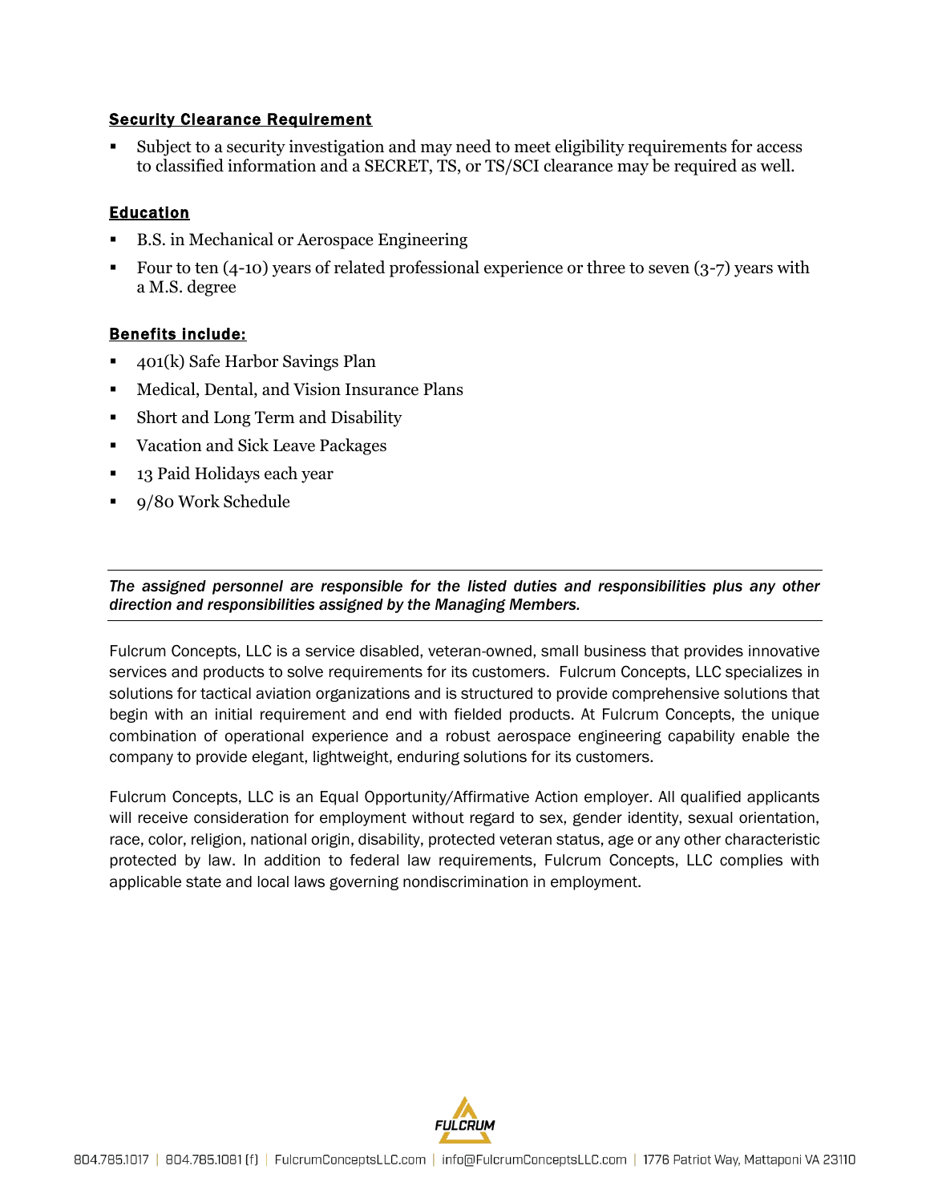**Security Clearance Requirement**

- Subject to a security investigation and may need to meet eligibility requirements for access to classified information and a SECRET, TS, or TS/SCI clearance may be required as well.

**Education**

- B.S. in Mechanical or Aerospace Engineering
- Four to ten (4-10) years of related professional experience or three to seven (3-7) years with a M.S. degree

**Benefits include:**

- 401(k) Safe Harbor Savings Plan
- Medical, Dental, and Vision Insurance Plans
- Short and Long Term and Disability
- Vacation and Sick Leave Packages
- 13 Paid Holidays each year
- 9/80 Work Schedule

---

***The assigned personnel are responsible for the listed duties and responsibilities plus any other direction and responsibilities assigned by the Managing Members.***

---

Fulcrum Concepts, LLC is a service disabled, veteran-owned, small business that provides innovative services and products to solve requirements for its customers. Fulcrum Concepts, LLC specializes in solutions for tactical aviation organizations and is structured to provide comprehensive solutions that begin with an initial requirement and end with fielded products. At Fulcrum Concepts, the unique combination of operational experience and a robust aerospace engineering capability enable the company to provide elegant, lightweight, enduring solutions for its customers.

Fulcrum Concepts, LLC is an Equal Opportunity/Affirmative Action employer. All qualified applicants will receive consideration for employment without regard to sex, gender identity, sexual orientation, race, color, religion, national origin, disability, protected veteran status, age or any other characteristic protected by law. In addition to federal law requirements, Fulcrum Concepts, LLC complies with applicable state and local laws governing nondiscrimination in employment.

FULCRUM

804.785.1017 | 804.785.1081 (f) | FulcrumConceptsLLC.com | info@FulcrumConceptsLLC.com | 1776 Patriot Way, Mattaponi VA 23110